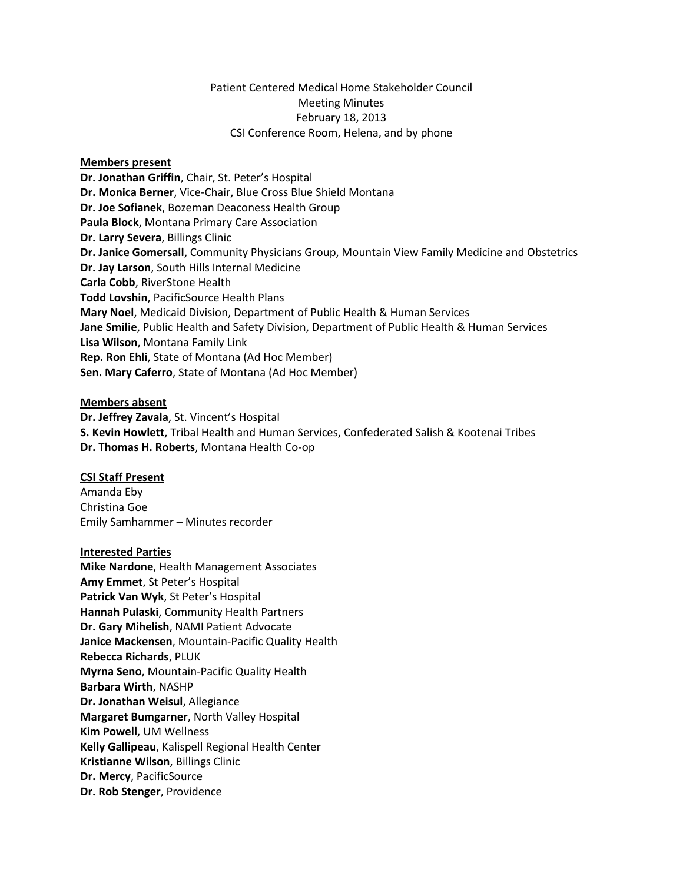Patient Centered Medical Home Stakeholder Council
Meeting Minutes
February 18, 2013
CSI Conference Room, Helena, and by phone

**Members present**

**Dr. Jonathan Griffin**, Chair, St. Peter's Hospital
**Dr. Monica Berner**, Vice-Chair, Blue Cross Blue Shield Montana
**Dr. Joe Sofianek**, Bozeman Deaconess Health Group
**Paula Block**, Montana Primary Care Association
**Dr. Larry Severa**, Billings Clinic
**Dr. Janice Gomersall**, Community Physicians Group, Mountain View Family Medicine and Obstetrics
**Dr. Jay Larson**, South Hills Internal Medicine
**Carla Cobb**, RiverStone Health
**Todd Lovshin**, PacificSource Health Plans
**Mary Noel**, Medicaid Division, Department of Public Health & Human Services
**Jane Smilie**, Public Health and Safety Division, Department of Public Health & Human Services
**Lisa Wilson**, Montana Family Link
**Rep. Ron Ehli**, State of Montana (Ad Hoc Member)
**Sen. Mary Caferro**, State of Montana (Ad Hoc Member)

**Members absent**

**Dr. Jeffrey Zavala**, St. Vincent's Hospital
**S. Kevin Howlett**, Tribal Health and Human Services, Confederated Salish & Kootenai Tribes
**Dr. Thomas H. Roberts**, Montana Health Co-op

**CSI Staff Present**

Amanda Eby
Christina Goe
Emily Samhammer – Minutes recorder

**Interested Parties**

**Mike Nardone**, Health Management Associates
**Amy Emmet**, St Peter's Hospital
**Patrick Van Wyk**, St Peter's Hospital
**Hannah Pulaski**, Community Health Partners
**Dr. Gary Mihelish**, NAMI Patient Advocate
**Janice Mackensen**, Mountain-Pacific Quality Health
**Rebecca Richards**, PLUK
**Myrna Seno**, Mountain-Pacific Quality Health
**Barbara Wirth**, NASHP
**Dr. Jonathan Weisul**, Allegiance
**Margaret Bumgarner**, North Valley Hospital
**Kim Powell**, UM Wellness
**Kelly Gallipeau**, Kalispell Regional Health Center
**Kristianne Wilson**, Billings Clinic
**Dr. Mercy**, PacificSource
**Dr. Rob Stenger**, Providence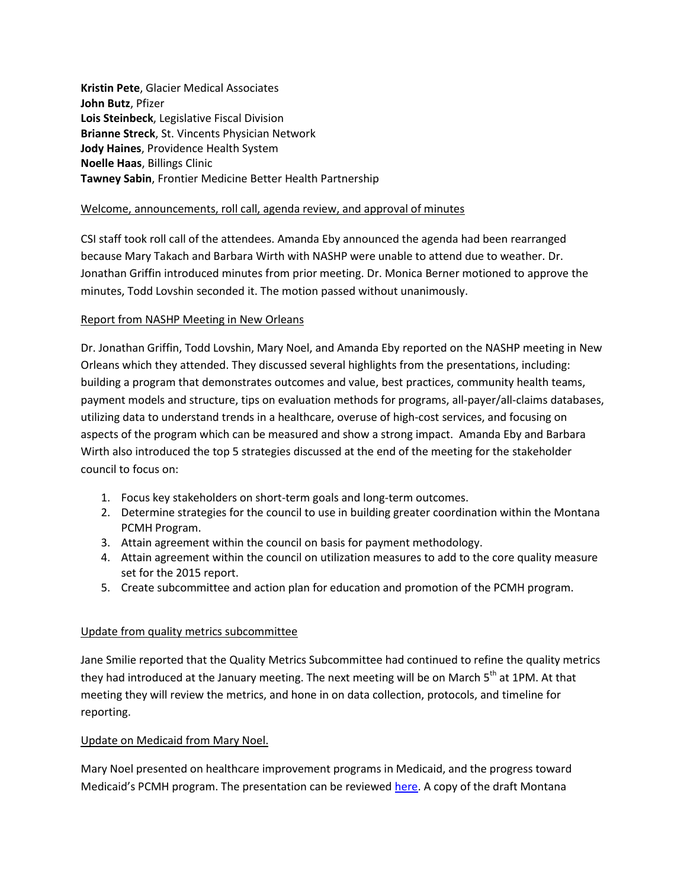**Kristin Pete**, Glacier Medical Associates
**John Butz**, Pfizer
**Lois Steinbeck**, Legislative Fiscal Division
**Brianne Streck**, St. Vincents Physician Network
**Jody Haines**, Providence Health System
**Noelle Haas**, Billings Clinic
**Tawney Sabin**, Frontier Medicine Better Health Partnership

<u>Welcome, announcements, roll call, agenda review, and approval of minutes</u>

CSI staff took roll call of the attendees. Amanda Eby announced the agenda had been rearranged because Mary Takach and Barbara Wirth with NASHP were unable to attend due to weather. Dr. Jonathan Griffin introduced minutes from prior meeting. Dr. Monica Berner motioned to approve the minutes, Todd Lovshin seconded it. The motion passed without unanimously.

<u>Report from NASHP Meeting in New Orleans</u>

Dr. Jonathan Griffin, Todd Lovshin, Mary Noel, and Amanda Eby reported on the NASHP meeting in New Orleans which they attended. They discussed several highlights from the presentations, including: building a program that demonstrates outcomes and value, best practices, community health teams, payment models and structure, tips on evaluation methods for programs, all-payer/all-claims databases, utilizing data to understand trends in a healthcare, overuse of high-cost services, and focusing on aspects of the program which can be measured and show a strong impact. Amanda Eby and Barbara Wirth also introduced the top 5 strategies discussed at the end of the meeting for the stakeholder council to focus on:

1. Focus key stakeholders on short-term goals and long-term outcomes.
2. Determine strategies for the council to use in building greater coordination within the Montana PCMH Program.
3. Attain agreement within the council on basis for payment methodology.
4. Attain agreement within the council on utilization measures to add to the core quality measure set for the 2015 report.
5. Create subcommittee and action plan for education and promotion of the PCMH program.

<u>Update from quality metrics subcommittee</u>

Jane Smilie reported that the Quality Metrics Subcommittee had continued to refine the quality metrics they had introduced at the January meeting. The next meeting will be on March 5th at 1PM. At that meeting they will review the metrics, and hone in on data collection, protocols, and timeline for reporting.

<u>Update on Medicaid from Mary Noel.</u>

Mary Noel presented on healthcare improvement programs in Medicaid, and the progress toward Medicaid's PCMH program. The presentation can be reviewed [here](). A copy of the draft Montana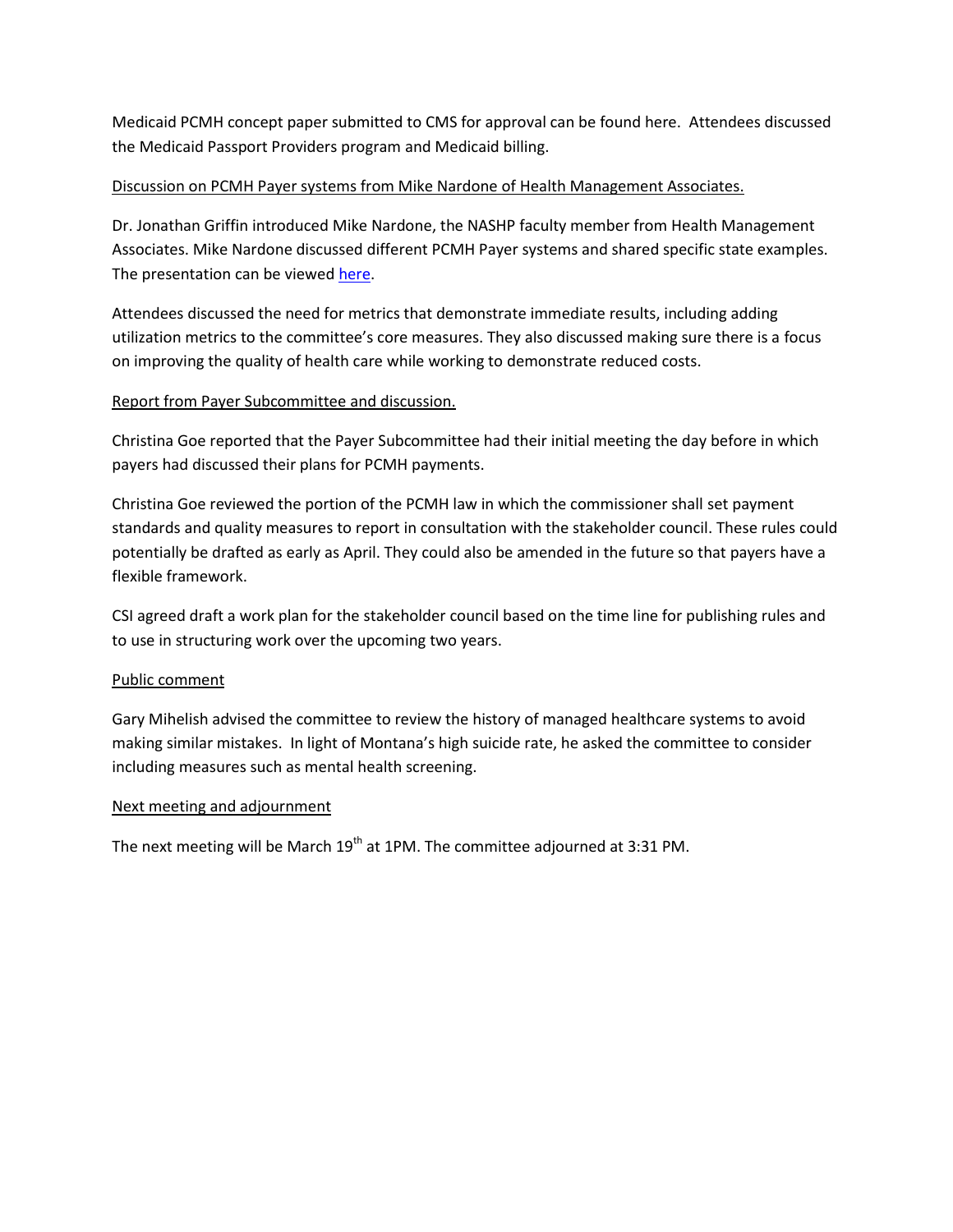Medicaid PCMH concept paper submitted to CMS for approval can be found here. Attendees discussed the Medicaid Passport Providers program and Medicaid billing.

Discussion on PCMH Payer systems from Mike Nardone of Health Management Associates.

Dr. Jonathan Griffin introduced Mike Nardone, the NASHP faculty member from Health Management Associates. Mike Nardone discussed different PCMH Payer systems and shared specific state examples. The presentation can be viewed here.

Attendees discussed the need for metrics that demonstrate immediate results, including adding utilization metrics to the committee's core measures. They also discussed making sure there is a focus on improving the quality of health care while working to demonstrate reduced costs.

Report from Payer Subcommittee and discussion.

Christina Goe reported that the Payer Subcommittee had their initial meeting the day before in which payers had discussed their plans for PCMH payments.

Christina Goe reviewed the portion of the PCMH law in which the commissioner shall set payment standards and quality measures to report in consultation with the stakeholder council. These rules could potentially be drafted as early as April. They could also be amended in the future so that payers have a flexible framework.

CSI agreed draft a work plan for the stakeholder council based on the time line for publishing rules and to use in structuring work over the upcoming two years.

Public comment

Gary Mihelish advised the committee to review the history of managed healthcare systems to avoid making similar mistakes. In light of Montana's high suicide rate, he asked the committee to consider including measures such as mental health screening.

Next meeting and adjournment

The next meeting will be March 19th at 1PM. The committee adjourned at 3:31 PM.